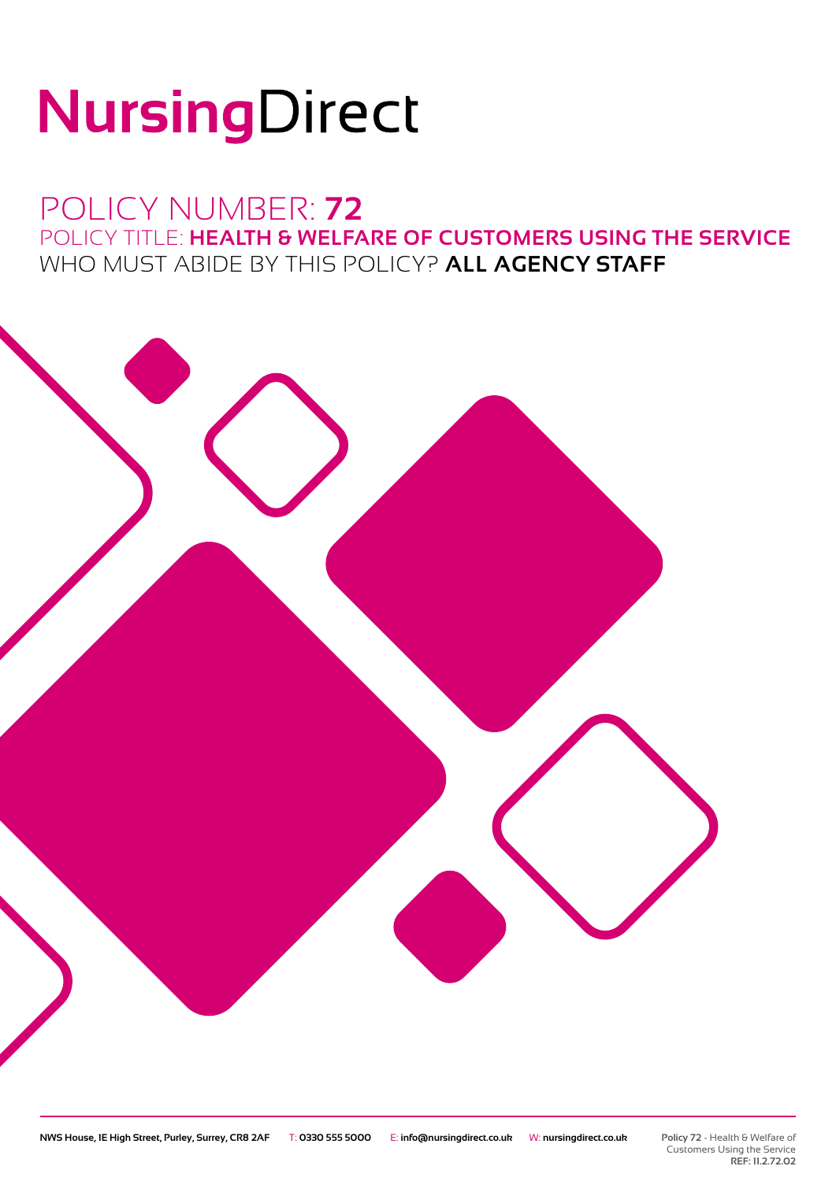# NursingDirect

## POLICY NUMBER: **72**

### POLICY TITLE: **HEALTH & WELFARE OF CUSTOMERS USING THE SERVICE**

### WHO MUST ABIDE BY THIS POLICY? **ALL AGENCY STAFF**

**NWS House, 1E High Street, Purley, Surrey, CR8 2AF** T: **0330 555 5000** E: **info@nursingdirect.co.uk** W: **nursingdirect.co.uk**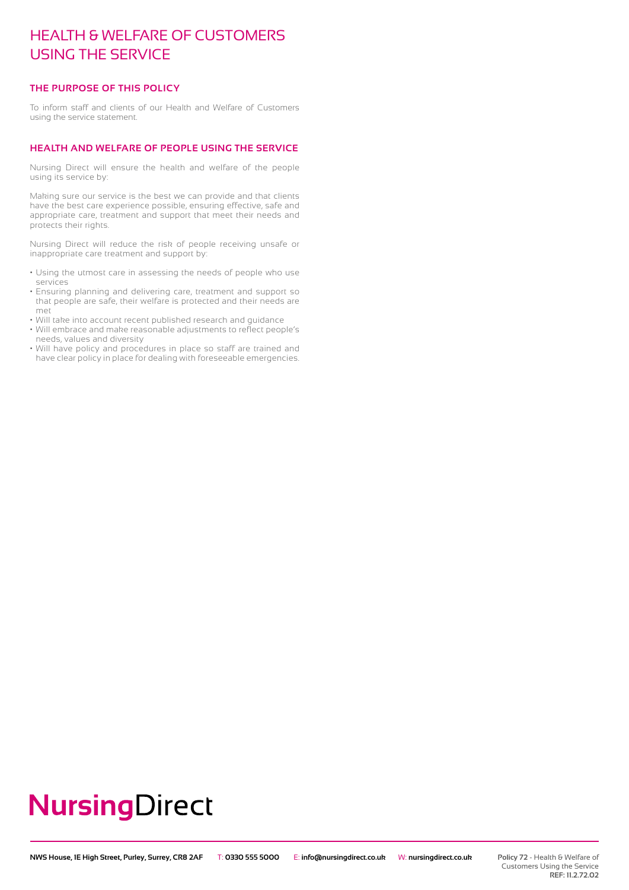# HEALTH & WELFARE OF CUSTOMERS USING THE SERVICE

### THE PURPOSE OF THIS POLICY

To inform staff and clients of our Health and Welfare of Customers using the service statement.

### HEALTH AND WELFARE OF PEOPLE USING THE SERVICE

Nursing Direct will ensure the health and welfare of the people using its service by:

Making sure our service is the best we can provide and that clients have the best care experience possible, ensuring effective, safe and appropriate care, treatment and support that meet their needs and protects their rights.

Nursing Direct will reduce the risk of people receiving unsafe or inappropriate care treatment and support by:

- Using the utmost care in assessing the needs of people who use services
- Ensuring planning and delivering care, treatment and support so that people are safe, their welfare is protected and their needs are met
- Will take into account recent published research and guidance
- Will embrace and make reasonable adjustments to reflect people's needs, values and diversity
- Will have policy and procedures in place so staff are trained and have clear policy in place for dealing with foreseeable emergencies.

**Nursing**Direct

**NWS House, 1E High Street, Purley, Surrey, CR8 2AF** T: **0330 555 5000** E: **info@nursingdirect.co.uk** W: **nursingdirect.co.uk**

**Policy 72** - Health & Welfare of Customers Using the Service
**REF: 11.2.72.02**